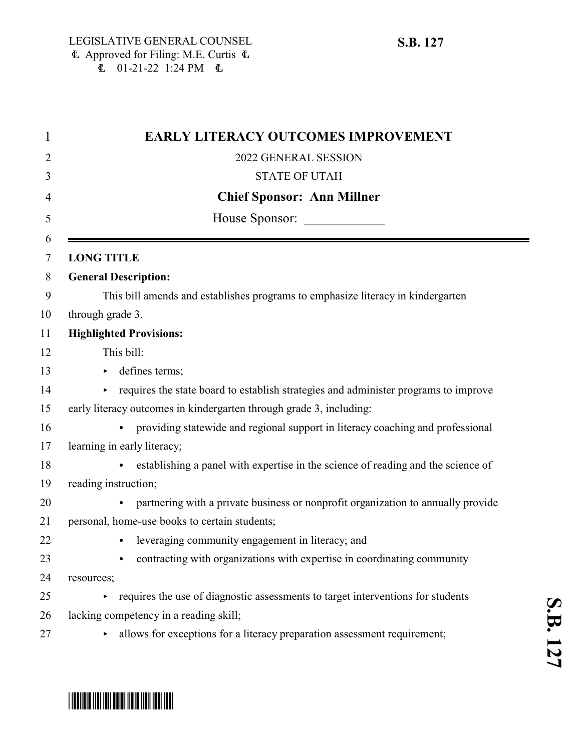LEGISLATIVE GENERAL COUNSEL
Approved for Filing: M.E. Curtis
01-21-22 1:24 PM

**S.B. 127**

# EARLY LITERACY OUTCOMES IMPROVEMENT

2022 GENERAL SESSION

STATE OF UTAH

**Chief Sponsor: Ann Millner**

House Sponsor: ____________

---

**LONG TITLE**

**General Description:**

This bill amends and establishes programs to emphasize literacy in kindergarten through grade 3.

**Highlighted Provisions:**

This bill:

- defines terms;
- requires the state board to establish strategies and administer programs to improve early literacy outcomes in kindergarten through grade 3, including:
  - providing statewide and regional support in literacy coaching and professional learning in early literacy;
  - establishing a panel with expertise in the science of reading and the science of reading instruction;
  - partnering with a private business or nonprofit organization to annually provide personal, home-use books to certain students;
  - leveraging community engagement in literacy; and
  - contracting with organizations with expertise in coordinating community resources;
- requires the use of diagnostic assessments to target interventions for students lacking competency in a reading skill;
- allows for exceptions for a literacy preparation assessment requirement;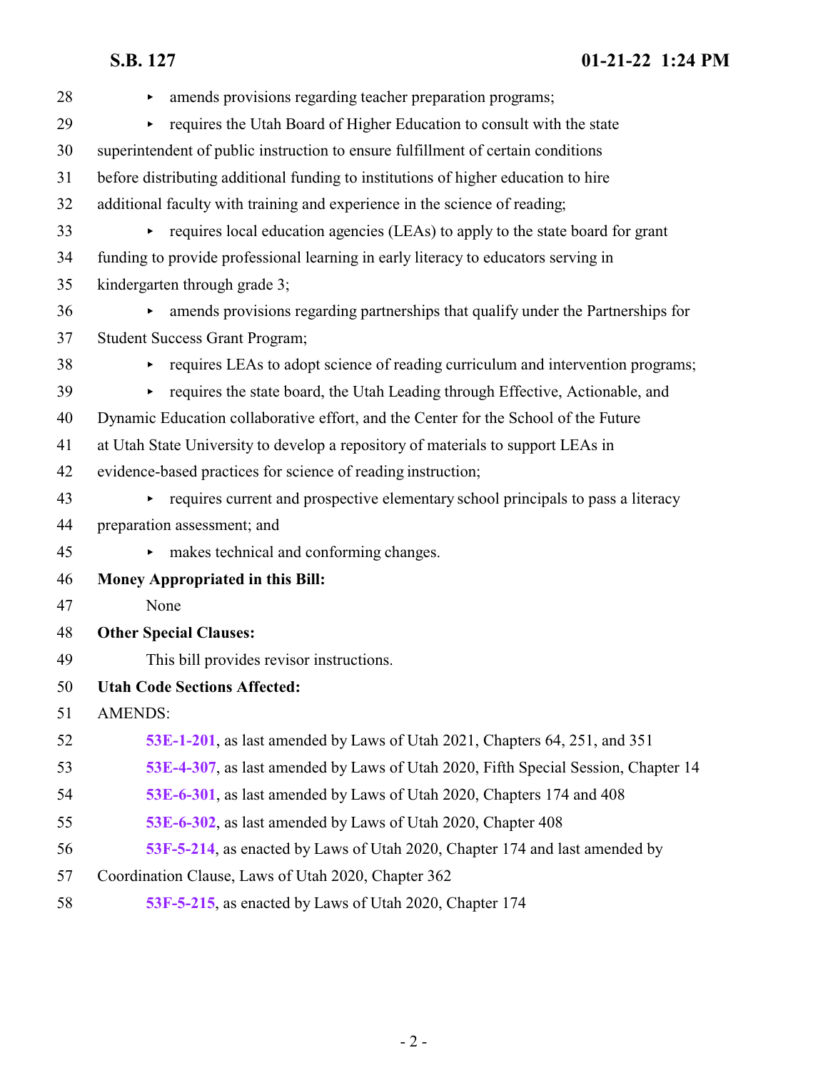- amends provisions regarding teacher preparation programs;
- requires the Utah Board of Higher Education to consult with the state superintendent of public instruction to ensure fulfillment of certain conditions before distributing additional funding to institutions of higher education to hire additional faculty with training and experience in the science of reading;
- requires local education agencies (LEAs) to apply to the state board for grant funding to provide professional learning in early literacy to educators serving in kindergarten through grade 3;
- amends provisions regarding partnerships that qualify under the Partnerships for Student Success Grant Program;
- requires LEAs to adopt science of reading curriculum and intervention programs;
- requires the state board, the Utah Leading through Effective, Actionable, and Dynamic Education collaborative effort, and the Center for the School of the Future at Utah State University to develop a repository of materials to support LEAs in evidence-based practices for science of reading instruction;
- requires current and prospective elementary school principals to pass a literacy preparation assessment; and
- makes technical and conforming changes.

**Money Appropriated in this Bill:**

None

**Other Special Clauses:**

This bill provides revisor instructions.

**Utah Code Sections Affected:**

AMENDS:

**53E-1-201**, as last amended by Laws of Utah 2021, Chapters 64, 251, and 351

**53E-4-307**, as last amended by Laws of Utah 2020, Fifth Special Session, Chapter 14

**53E-6-301**, as last amended by Laws of Utah 2020, Chapters 174 and 408

**53E-6-302**, as last amended by Laws of Utah 2020, Chapter 408

**53F-5-214**, as enacted by Laws of Utah 2020, Chapter 174 and last amended by Coordination Clause, Laws of Utah 2020, Chapter 362

**53F-5-215**, as enacted by Laws of Utah 2020, Chapter 174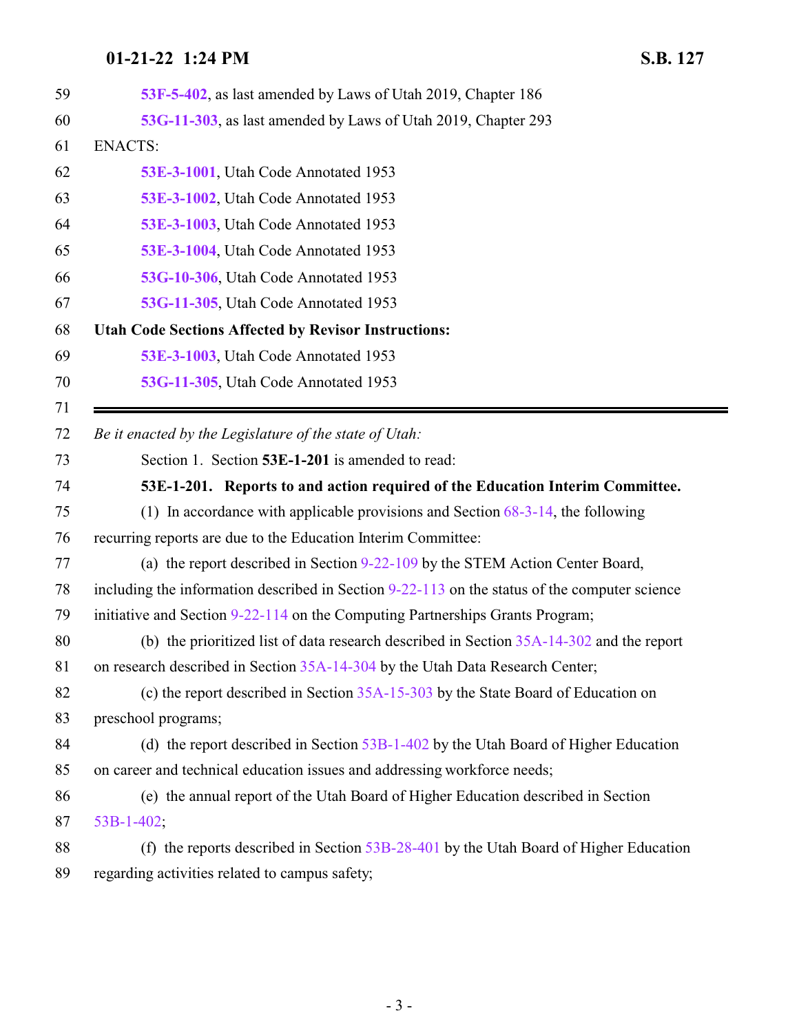53F-5-402, as last amended by Laws of Utah 2019, Chapter 186

53G-11-303, as last amended by Laws of Utah 2019, Chapter 293

ENACTS:

53E-3-1001, Utah Code Annotated 1953

53E-3-1002, Utah Code Annotated 1953

53E-3-1003, Utah Code Annotated 1953

53E-3-1004, Utah Code Annotated 1953

53G-10-306, Utah Code Annotated 1953

53G-11-305, Utah Code Annotated 1953

**Utah Code Sections Affected by Revisor Instructions:**

53E-3-1003, Utah Code Annotated 1953

53G-11-305, Utah Code Annotated 1953

---

*Be it enacted by the Legislature of the state of Utah:*

Section 1. Section **53E-1-201** is amended to read:

**53E-1-201. Reports to and action required of the Education Interim Committee.**

(1) In accordance with applicable provisions and Section 68-3-14, the following recurring reports are due to the Education Interim Committee:

(a) the report described in Section 9-22-109 by the STEM Action Center Board, including the information described in Section 9-22-113 on the status of the computer science initiative and Section 9-22-114 on the Computing Partnerships Grants Program;

(b) the prioritized list of data research described in Section 35A-14-302 and the report on research described in Section 35A-14-304 by the Utah Data Research Center;

(c) the report described in Section 35A-15-303 by the State Board of Education on preschool programs;

(d) the report described in Section 53B-1-402 by the Utah Board of Higher Education on career and technical education issues and addressing workforce needs;

(e) the annual report of the Utah Board of Higher Education described in Section 53B-1-402;

(f) the reports described in Section 53B-28-401 by the Utah Board of Higher Education regarding activities related to campus safety;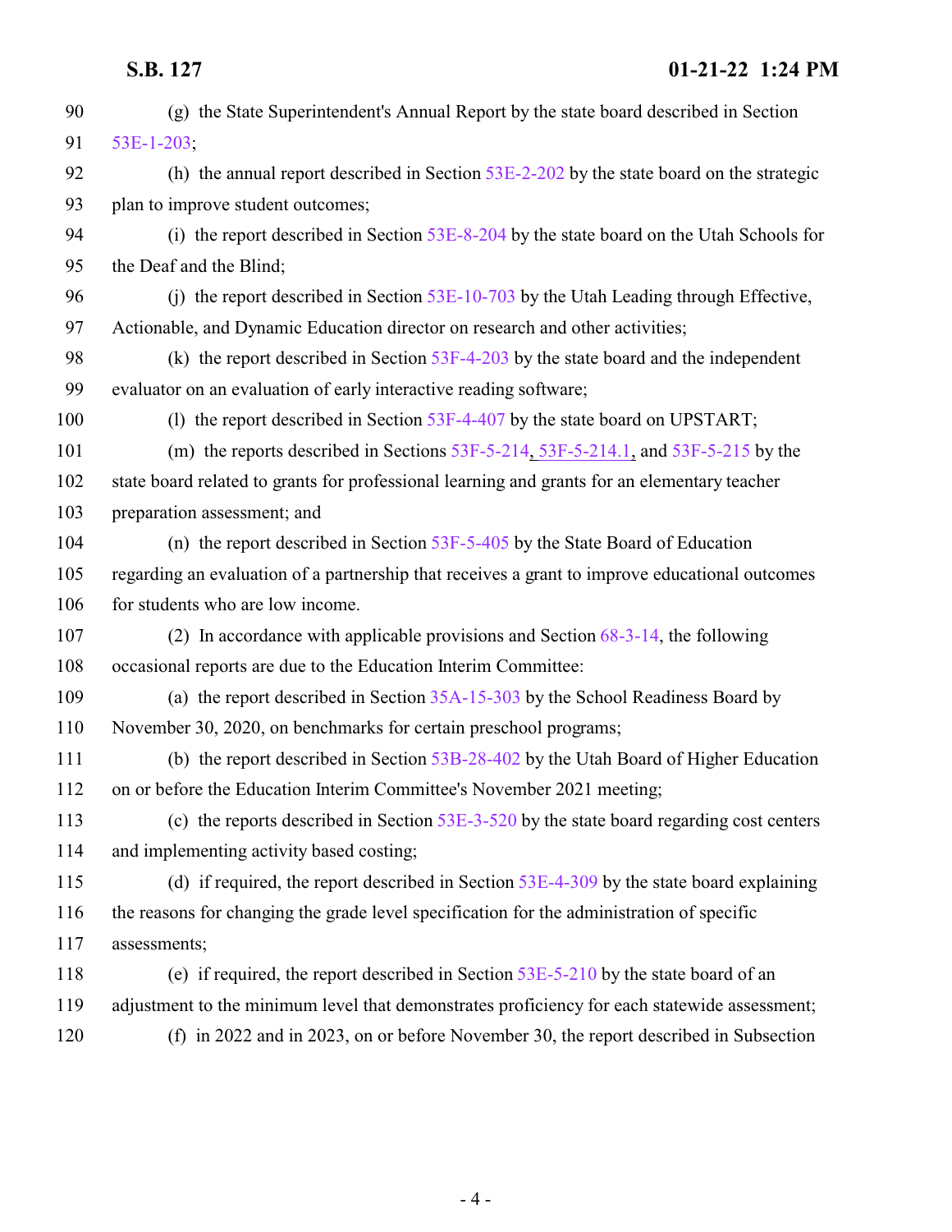(g) the State Superintendent's Annual Report by the state board described in Section 53E-1-203;

(h) the annual report described in Section 53E-2-202 by the state board on the strategic plan to improve student outcomes;

(i) the report described in Section 53E-8-204 by the state board on the Utah Schools for the Deaf and the Blind;

(j) the report described in Section 53E-10-703 by the Utah Leading through Effective, Actionable, and Dynamic Education director on research and other activities;

(k) the report described in Section 53F-4-203 by the state board and the independent evaluator on an evaluation of early interactive reading software;

(l) the report described in Section 53F-4-407 by the state board on UPSTART;

(m) the reports described in Sections 53F-5-214, 53F-5-214.1, and 53F-5-215 by the state board related to grants for professional learning and grants for an elementary teacher preparation assessment; and

(n) the report described in Section 53F-5-405 by the State Board of Education regarding an evaluation of a partnership that receives a grant to improve educational outcomes for students who are low income.

(2) In accordance with applicable provisions and Section 68-3-14, the following occasional reports are due to the Education Interim Committee:

(a) the report described in Section 35A-15-303 by the School Readiness Board by November 30, 2020, on benchmarks for certain preschool programs;

(b) the report described in Section 53B-28-402 by the Utah Board of Higher Education on or before the Education Interim Committee's November 2021 meeting;

(c) the reports described in Section 53E-3-520 by the state board regarding cost centers and implementing activity based costing;

(d) if required, the report described in Section 53E-4-309 by the state board explaining the reasons for changing the grade level specification for the administration of specific assessments;

(e) if required, the report described in Section 53E-5-210 by the state board of an adjustment to the minimum level that demonstrates proficiency for each statewide assessment;

(f) in 2022 and in 2023, on or before November 30, the report described in Subsection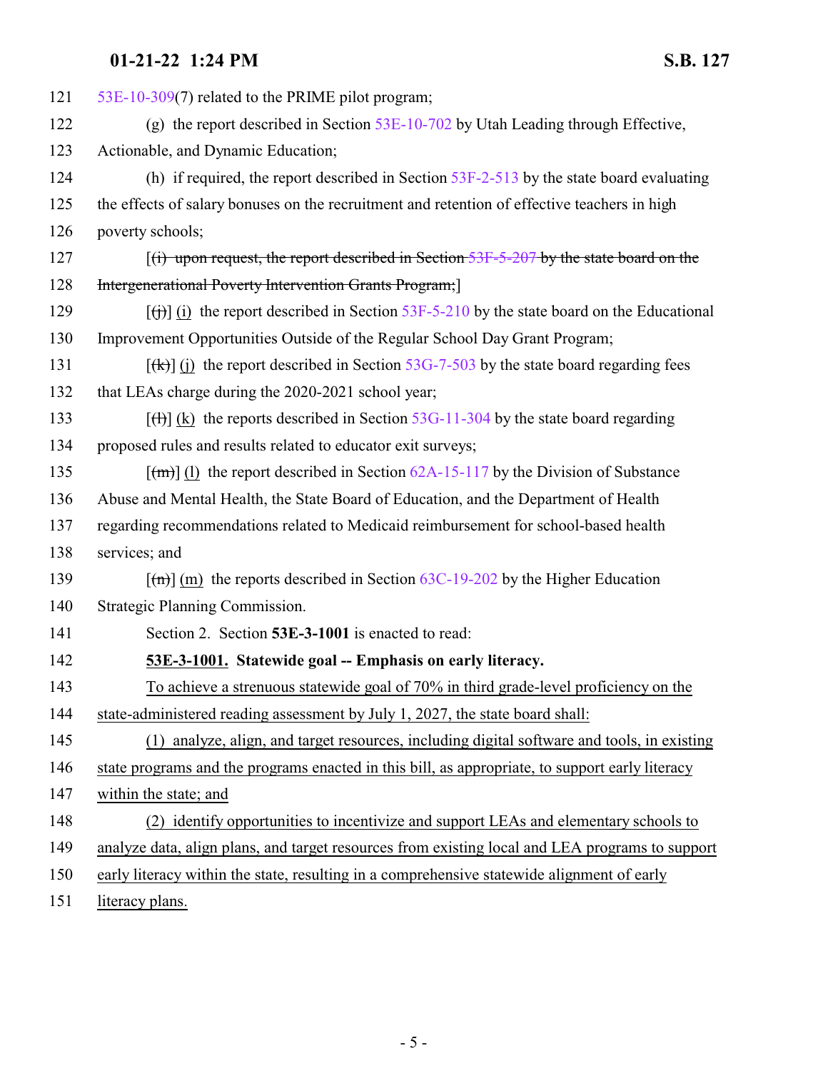53E-10-309(7) related to the PRIME pilot program;

(g) the report described in Section 53E-10-702 by Utah Leading through Effective, Actionable, and Dynamic Education;

(h) if required, the report described in Section 53F-2-513 by the state board evaluating the effects of salary bonuses on the recruitment and retention of effective teachers in high poverty schools;

[~~(i) upon request, the report described in Section 53F-5-207 by the state board on the Intergenerational Poverty Intervention Grants Program;~~]

[~~(j)~~] (i) the report described in Section 53F-5-210 by the state board on the Educational Improvement Opportunities Outside of the Regular School Day Grant Program;

[~~(k)~~] (j) the report described in Section 53G-7-503 by the state board regarding fees that LEAs charge during the 2020-2021 school year;

[~~(l)~~] (k) the reports described in Section 53G-11-304 by the state board regarding proposed rules and results related to educator exit surveys;

[~~(m)~~] (l) the report described in Section 62A-15-117 by the Division of Substance Abuse and Mental Health, the State Board of Education, and the Department of Health regarding recommendations related to Medicaid reimbursement for school-based health services; and

[~~(n)~~] (m) the reports described in Section 63C-19-202 by the Higher Education Strategic Planning Commission.

Section 2. Section **53E-3-1001** is enacted to read:

**53E-3-1001. Statewide goal -- Emphasis on early literacy.**

To achieve a strenuous statewide goal of 70% in third grade-level proficiency on the state-administered reading assessment by July 1, 2027, the state board shall:

(1) analyze, align, and target resources, including digital software and tools, in existing state programs and the programs enacted in this bill, as appropriate, to support early literacy within the state; and

(2) identify opportunities to incentivize and support LEAs and elementary schools to analyze data, align plans, and target resources from existing local and LEA programs to support early literacy within the state, resulting in a comprehensive statewide alignment of early literacy plans.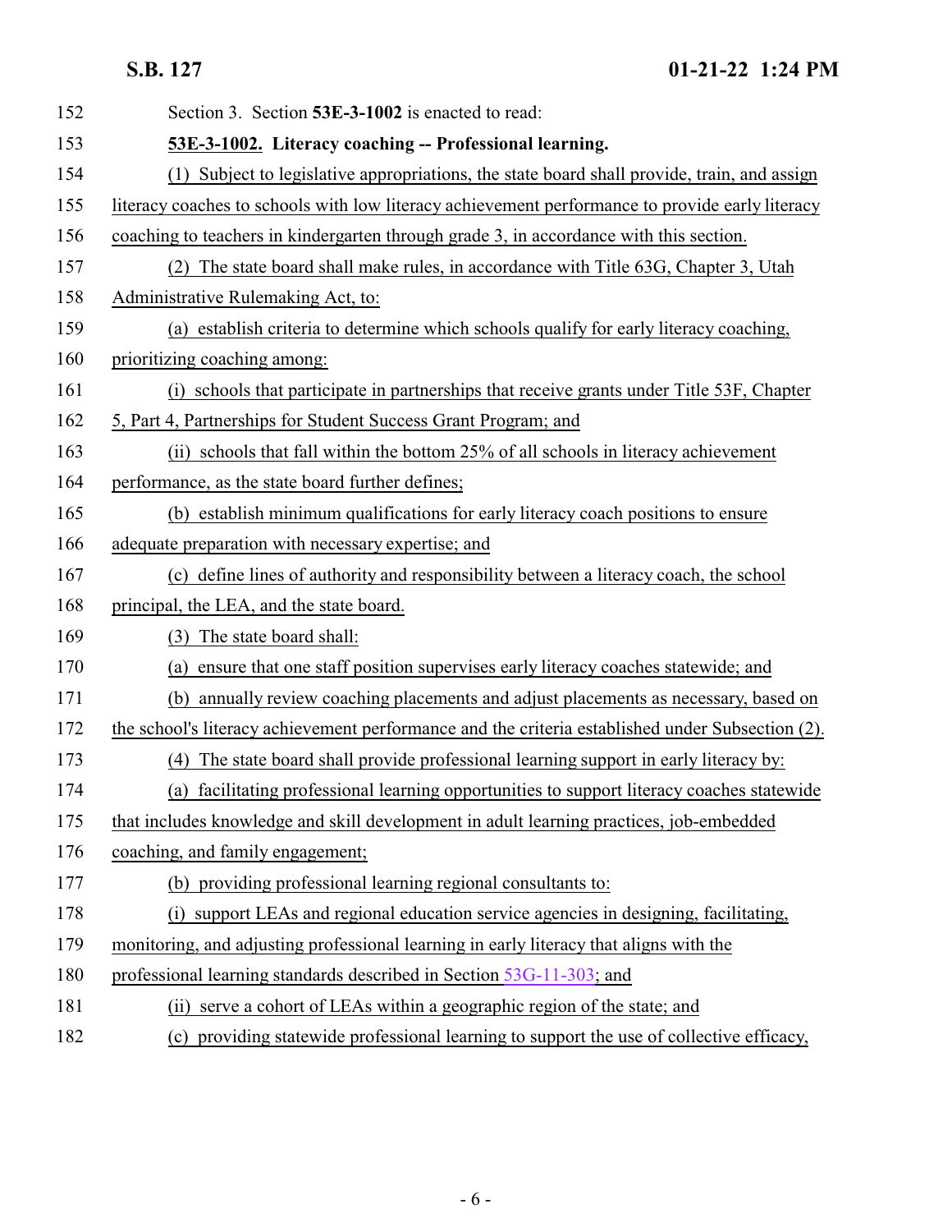Section 3. Section **53E-3-1002** is enacted to read:

**53E-3-1002. Literacy coaching -- Professional learning.**

(1) Subject to legislative appropriations, the state board shall provide, train, and assign literacy coaches to schools with low literacy achievement performance to provide early literacy coaching to teachers in kindergarten through grade 3, in accordance with this section.

(2) The state board shall make rules, in accordance with Title 63G, Chapter 3, Utah Administrative Rulemaking Act, to:

(a) establish criteria to determine which schools qualify for early literacy coaching, prioritizing coaching among:

(i) schools that participate in partnerships that receive grants under Title 53F, Chapter 5, Part 4, Partnerships for Student Success Grant Program; and

(ii) schools that fall within the bottom 25% of all schools in literacy achievement performance, as the state board further defines;

(b) establish minimum qualifications for early literacy coach positions to ensure adequate preparation with necessary expertise; and

(c) define lines of authority and responsibility between a literacy coach, the school principal, the LEA, and the state board.

(3) The state board shall:

(a) ensure that one staff position supervises early literacy coaches statewide; and

(b) annually review coaching placements and adjust placements as necessary, based on the school's literacy achievement performance and the criteria established under Subsection (2).

(4) The state board shall provide professional learning support in early literacy by:

(a) facilitating professional learning opportunities to support literacy coaches statewide that includes knowledge and skill development in adult learning practices, job-embedded coaching, and family engagement;

(b) providing professional learning regional consultants to:

(i) support LEAs and regional education service agencies in designing, facilitating, monitoring, and adjusting professional learning in early literacy that aligns with the professional learning standards described in Section 53G-11-303; and

(ii) serve a cohort of LEAs within a geographic region of the state; and

(c) providing statewide professional learning to support the use of collective efficacy,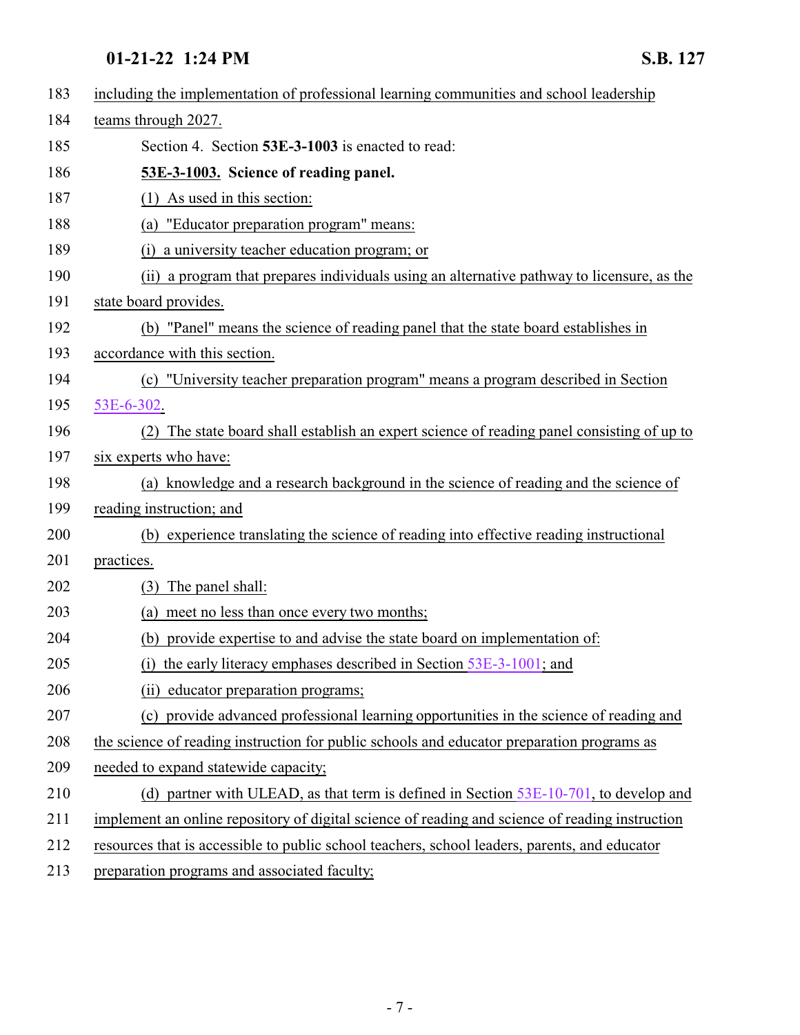including the implementation of professional learning communities and school leadership teams through 2027.

Section 4. Section **53E-3-1003** is enacted to read:

**53E-3-1003. Science of reading panel.**

(1) As used in this section:

(a) "Educator preparation program" means:

(i) a university teacher education program; or

(ii) a program that prepares individuals using an alternative pathway to licensure, as the state board provides.

(b) "Panel" means the science of reading panel that the state board establishes in accordance with this section.

(c) "University teacher preparation program" means a program described in Section 53E-6-302.

(2) The state board shall establish an expert science of reading panel consisting of up to six experts who have:

(a) knowledge and a research background in the science of reading and the science of reading instruction; and

(b) experience translating the science of reading into effective reading instructional practices.

(3) The panel shall:

(a) meet no less than once every two months;

(b) provide expertise to and advise the state board on implementation of:

(i) the early literacy emphases described in Section 53E-3-1001; and

(ii) educator preparation programs;

(c) provide advanced professional learning opportunities in the science of reading and the science of reading instruction for public schools and educator preparation programs as needed to expand statewide capacity;

(d) partner with ULEAD, as that term is defined in Section 53E-10-701, to develop and implement an online repository of digital science of reading and science of reading instruction resources that is accessible to public school teachers, school leaders, parents, and educator preparation programs and associated faculty;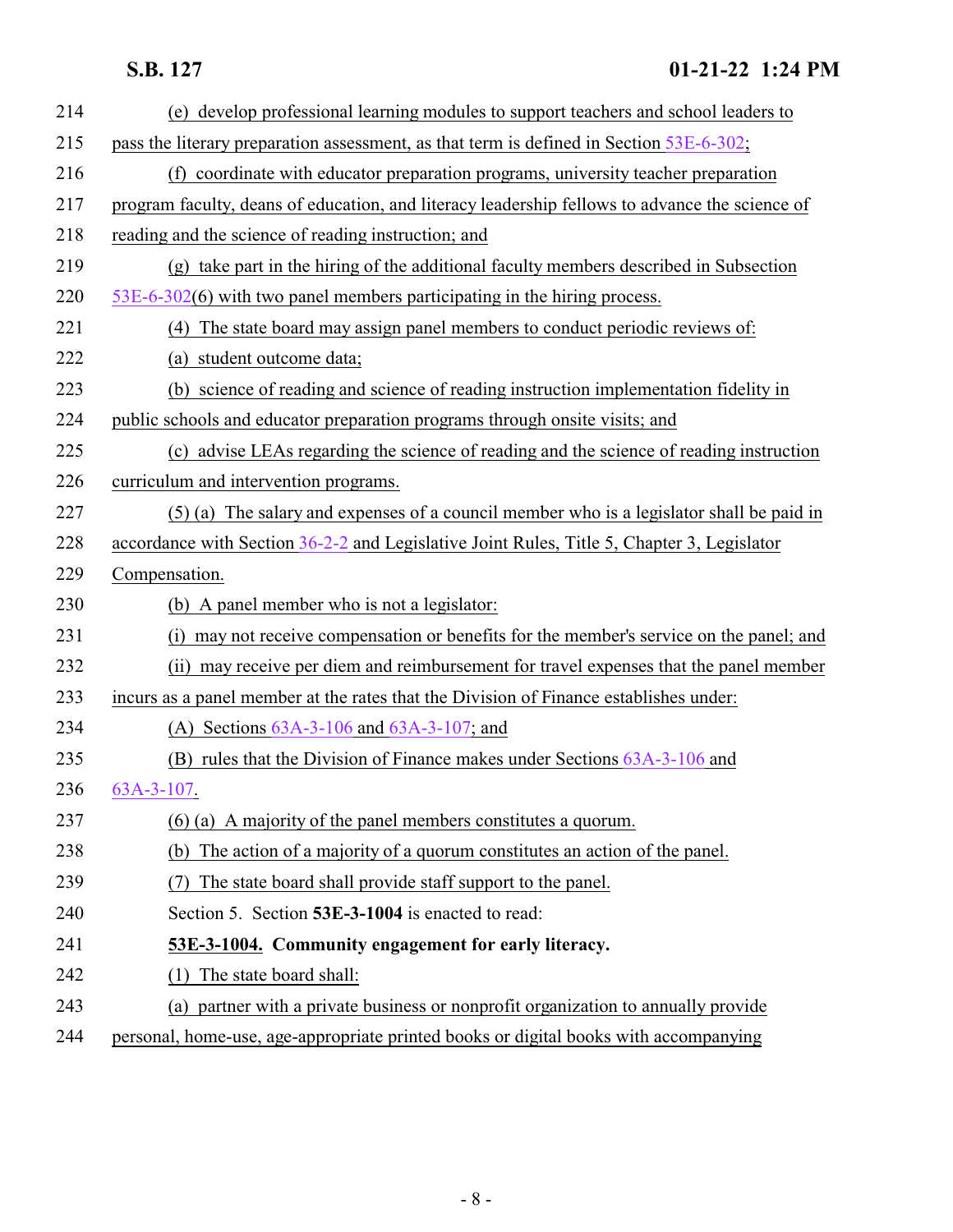(e) develop professional learning modules to support teachers and school leaders to pass the literary preparation assessment, as that term is defined in Section 53E-6-302;

(f) coordinate with educator preparation programs, university teacher preparation program faculty, deans of education, and literacy leadership fellows to advance the science of reading and the science of reading instruction; and

(g) take part in the hiring of the additional faculty members described in Subsection 53E-6-302(6) with two panel members participating in the hiring process.

(4) The state board may assign panel members to conduct periodic reviews of:

(a) student outcome data;

(b) science of reading and science of reading instruction implementation fidelity in public schools and educator preparation programs through onsite visits; and

(c) advise LEAs regarding the science of reading and the science of reading instruction curriculum and intervention programs.

(5) (a) The salary and expenses of a council member who is a legislator shall be paid in accordance with Section 36-2-2 and Legislative Joint Rules, Title 5, Chapter 3, Legislator Compensation.

(b) A panel member who is not a legislator:

(i) may not receive compensation or benefits for the member's service on the panel; and

(ii) may receive per diem and reimbursement for travel expenses that the panel member incurs as a panel member at the rates that the Division of Finance establishes under:

(A) Sections 63A-3-106 and 63A-3-107; and

(B) rules that the Division of Finance makes under Sections 63A-3-106 and 63A-3-107.

(6) (a) A majority of the panel members constitutes a quorum.

(b) The action of a majority of a quorum constitutes an action of the panel.

(7) The state board shall provide staff support to the panel.

Section 5. Section **53E-3-1004** is enacted to read:

**53E-3-1004. Community engagement for early literacy.**

(1) The state board shall:

(a) partner with a private business or nonprofit organization to annually provide personal, home-use, age-appropriate printed books or digital books with accompanying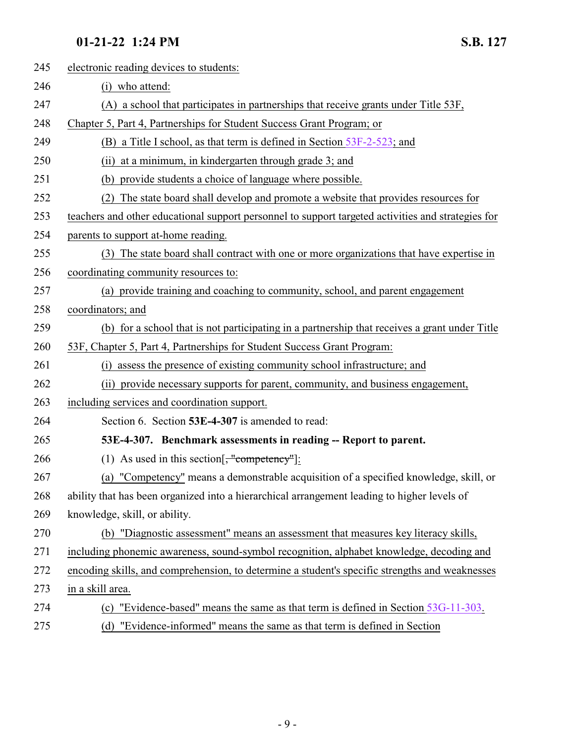electronic reading devices to students:

(i) who attend:

(A) a school that participates in partnerships that receive grants under Title 53F, Chapter 5, Part 4, Partnerships for Student Success Grant Program; or

(B) a Title I school, as that term is defined in Section 53F-2-523; and

(ii) at a minimum, in kindergarten through grade 3; and

(b) provide students a choice of language where possible.

(2) The state board shall develop and promote a website that provides resources for teachers and other educational support personnel to support targeted activities and strategies for parents to support at-home reading.

(3) The state board shall contract with one or more organizations that have expertise in coordinating community resources to:

(a) provide training and coaching to community, school, and parent engagement coordinators; and

(b) for a school that is not participating in a partnership that receives a grant under Title 53F, Chapter 5, Part 4, Partnerships for Student Success Grant Program:

(i) assess the presence of existing community school infrastructure; and

(ii) provide necessary supports for parent, community, and business engagement, including services and coordination support.

Section 6. Section **53E-4-307** is amended to read:

**53E-4-307. Benchmark assessments in reading -- Report to parent.**

(1) As used in this section[~~, "competency"~~]:

(a) "Competency" means a demonstrable acquisition of a specified knowledge, skill, or ability that has been organized into a hierarchical arrangement leading to higher levels of knowledge, skill, or ability.

(b) "Diagnostic assessment" means an assessment that measures key literacy skills, including phonemic awareness, sound-symbol recognition, alphabet knowledge, decoding and encoding skills, and comprehension, to determine a student's specific strengths and weaknesses in a skill area.

(c) "Evidence-based" means the same as that term is defined in Section 53G-11-303.

(d) "Evidence-informed" means the same as that term is defined in Section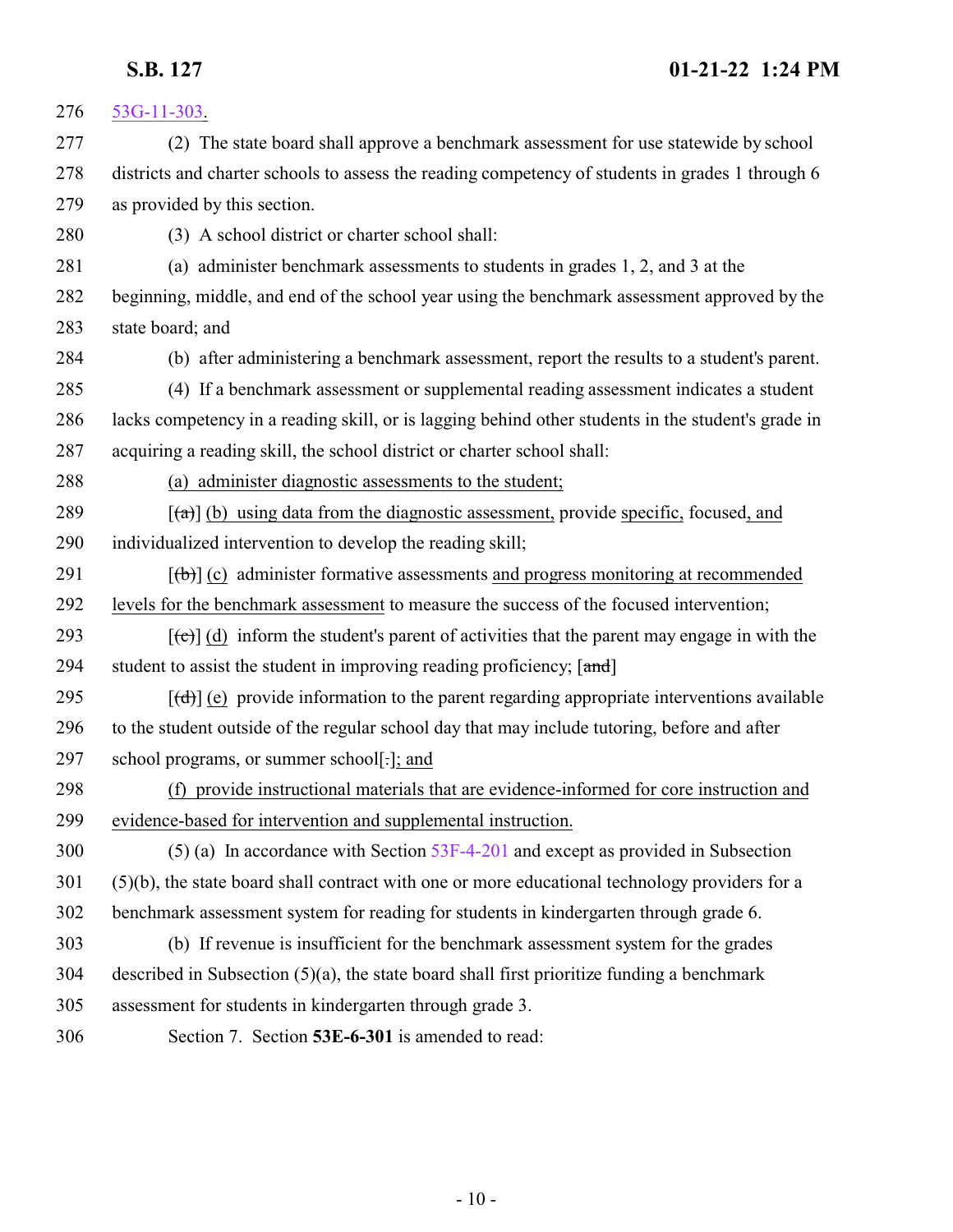276 53G-11-303.

277 (2) The state board shall approve a benchmark assessment for use statewide by school
278 districts and charter schools to assess the reading competency of students in grades 1 through 6
279 as provided by this section.

280 (3) A school district or charter school shall:

281 (a) administer benchmark assessments to students in grades 1, 2, and 3 at the
282 beginning, middle, and end of the school year using the benchmark assessment approved by the
283 state board; and

284 (b) after administering a benchmark assessment, report the results to a student's parent.

285 (4) If a benchmark assessment or supplemental reading assessment indicates a student
286 lacks competency in a reading skill, or is lagging behind other students in the student's grade in
287 acquiring a reading skill, the school district or charter school shall:

288 (a) administer diagnostic assessments to the student;

289 [~~(a)~~] (b) using data from the diagnostic assessment, provide specific, focused, and
290 individualized intervention to develop the reading skill;

291 [~~(b)~~] (c) administer formative assessments and progress monitoring at recommended
292 levels for the benchmark assessment to measure the success of the focused intervention;

293 [~~(c)~~] (d) inform the student's parent of activities that the parent may engage in with the
294 student to assist the student in improving reading proficiency; [~~and~~]

295 [~~(d)~~] (e) provide information to the parent regarding appropriate interventions available
296 to the student outside of the regular school day that may include tutoring, before and after
297 school programs, or summer school[~~.~~]; and

298 (f) provide instructional materials that are evidence-informed for core instruction and
299 evidence-based for intervention and supplemental instruction.

300 (5) (a) In accordance with Section 53F-4-201 and except as provided in Subsection
301 (5)(b), the state board shall contract with one or more educational technology providers for a
302 benchmark assessment system for reading for students in kindergarten through grade 6.

303 (b) If revenue is insufficient for the benchmark assessment system for the grades
304 described in Subsection (5)(a), the state board shall first prioritize funding a benchmark
305 assessment for students in kindergarten through grade 3.

306 Section 7. Section **53E-6-301** is amended to read: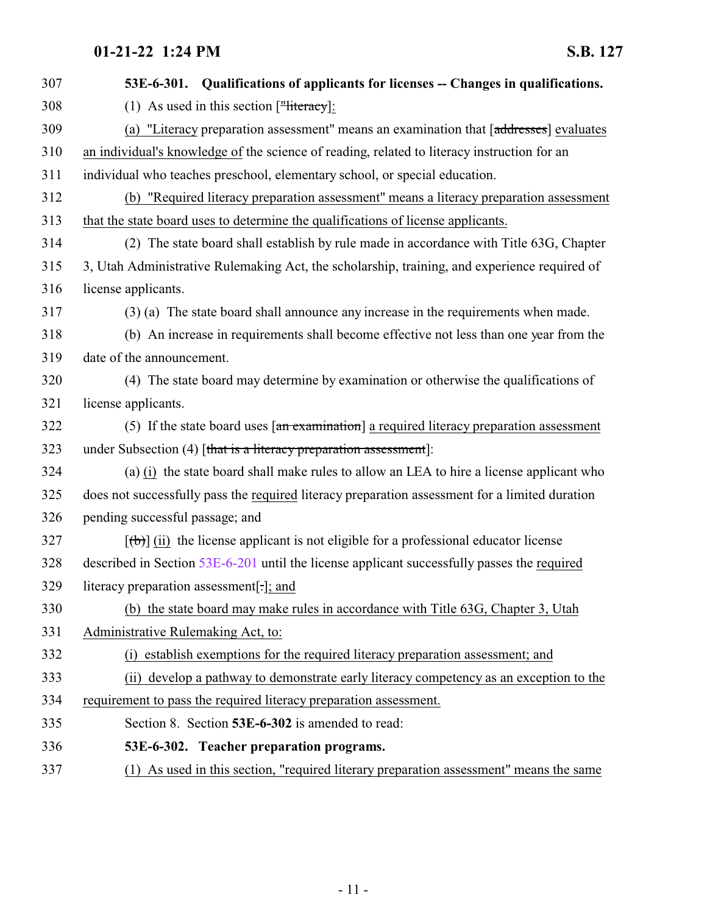**53E-6-301. Qualifications of applicants for licenses -- Changes in qualifications.**

(1) As used in this section ["literacy]:

(a) "Literacy preparation assessment" means an examination that [addresses] evaluates an individual's knowledge of the science of reading, related to literacy instruction for an individual who teaches preschool, elementary school, or special education.

(b) "Required literacy preparation assessment" means a literacy preparation assessment that the state board uses to determine the qualifications of license applicants.

(2) The state board shall establish by rule made in accordance with Title 63G, Chapter 3, Utah Administrative Rulemaking Act, the scholarship, training, and experience required of license applicants.

(3) (a) The state board shall announce any increase in the requirements when made.

(b) An increase in requirements shall become effective not less than one year from the date of the announcement.

(4) The state board may determine by examination or otherwise the qualifications of license applicants.

(5) If the state board uses [an examination] a required literacy preparation assessment under Subsection (4) [that is a literacy preparation assessment]:

(a) (i) the state board shall make rules to allow an LEA to hire a license applicant who does not successfully pass the required literacy preparation assessment for a limited duration pending successful passage; and

[(b)] (ii) the license applicant is not eligible for a professional educator license described in Section 53E-6-201 until the license applicant successfully passes the required literacy preparation assessment[.]; and

(b) the state board may make rules in accordance with Title 63G, Chapter 3, Utah Administrative Rulemaking Act, to:

(i) establish exemptions for the required literacy preparation assessment; and

(ii) develop a pathway to demonstrate early literacy competency as an exception to the requirement to pass the required literacy preparation assessment.

Section 8. Section **53E-6-302** is amended to read:

**53E-6-302. Teacher preparation programs.**

(1) As used in this section, "required literary preparation assessment" means the same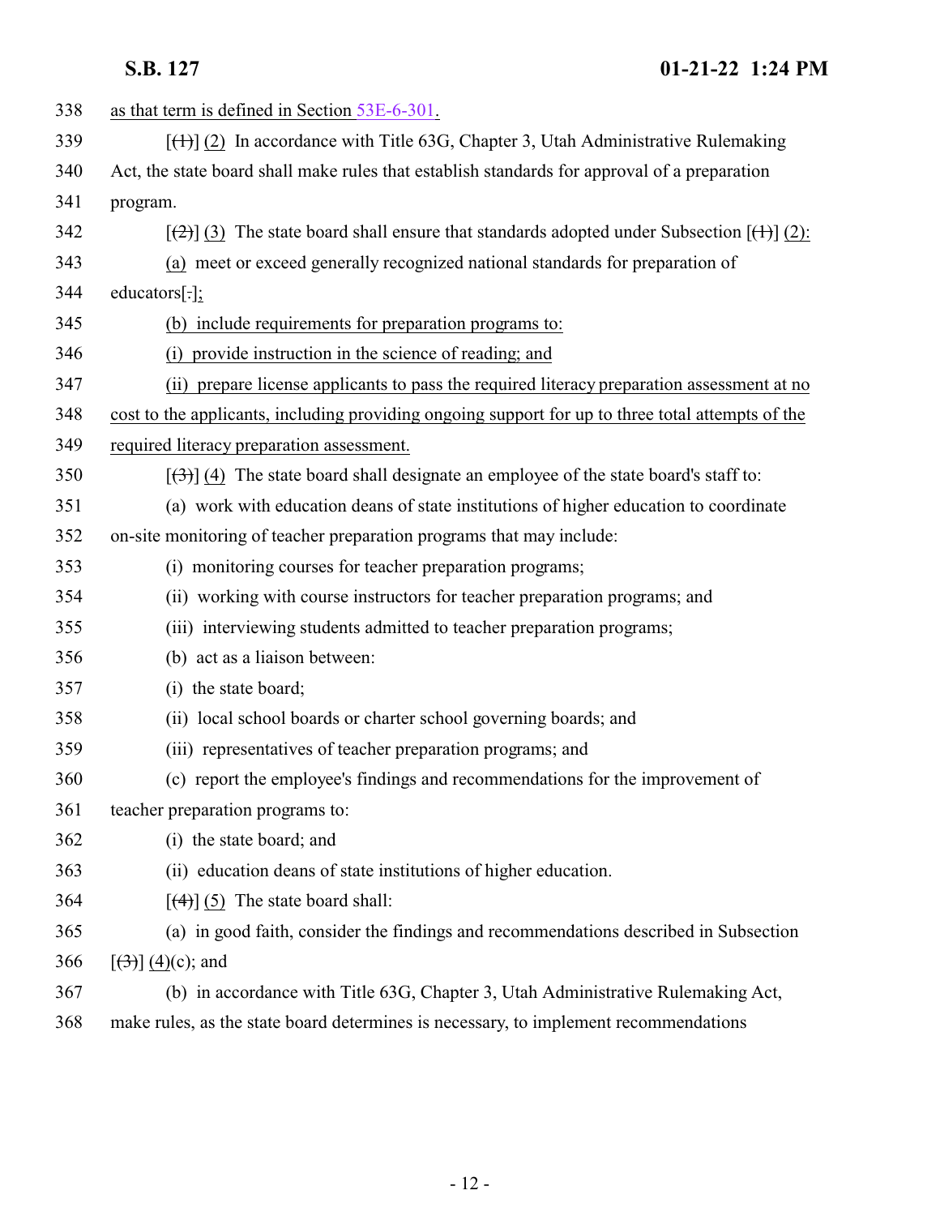338 as that term is defined in Section 53E-6-301.

339 [(1)] (2) In accordance with Title 63G, Chapter 3, Utah Administrative Rulemaking
340 Act, the state board shall make rules that establish standards for approval of a preparation
341 program.

342 [(2)] (3) The state board shall ensure that standards adopted under Subsection [(1)] (2):

343 (a) meet or exceed generally recognized national standards for preparation of
344 educators[.];

345 (b) include requirements for preparation programs to:

346 (i) provide instruction in the science of reading; and

347 (ii) prepare license applicants to pass the required literacy preparation assessment at no
348 cost to the applicants, including providing ongoing support for up to three total attempts of the
349 required literacy preparation assessment.

350 [(3)] (4) The state board shall designate an employee of the state board's staff to:

351 (a) work with education deans of state institutions of higher education to coordinate
352 on-site monitoring of teacher preparation programs that may include:

353 (i) monitoring courses for teacher preparation programs;

354 (ii) working with course instructors for teacher preparation programs; and

355 (iii) interviewing students admitted to teacher preparation programs;

356 (b) act as a liaison between:

357 (i) the state board;

358 (ii) local school boards or charter school governing boards; and

359 (iii) representatives of teacher preparation programs; and

360 (c) report the employee's findings and recommendations for the improvement of
361 teacher preparation programs to:

362 (i) the state board; and

363 (ii) education deans of state institutions of higher education.

364 [(4)] (5) The state board shall:

365 (a) in good faith, consider the findings and recommendations described in Subsection
366 [(3)] (4)(c); and

367 (b) in accordance with Title 63G, Chapter 3, Utah Administrative Rulemaking Act,
368 make rules, as the state board determines is necessary, to implement recommendations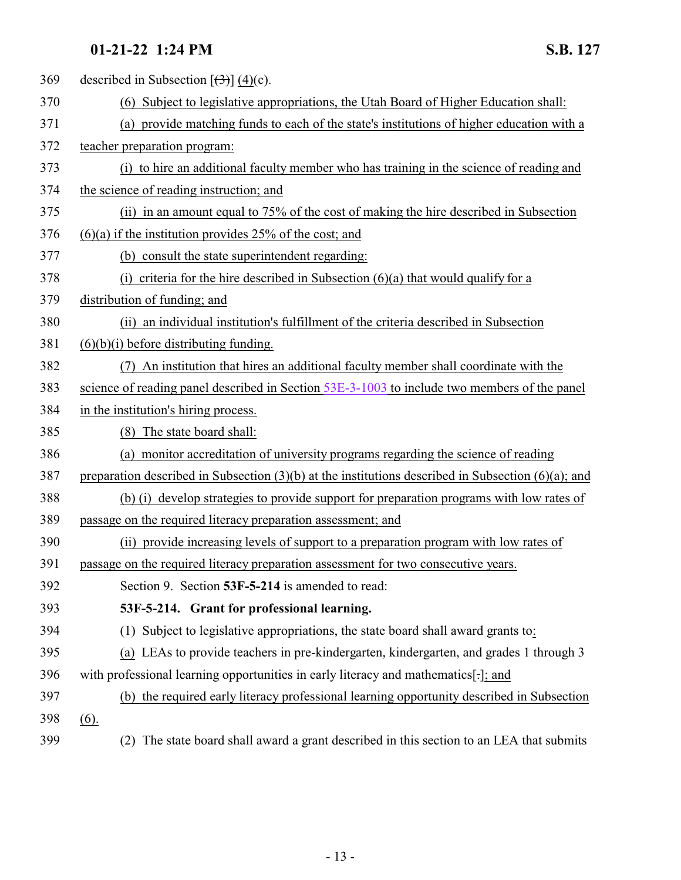369 described in Subsection [(3)] (4)(c).

370 (6) Subject to legislative appropriations, the Utah Board of Higher Education shall:

371 (a) provide matching funds to each of the state's institutions of higher education with a

372 teacher preparation program:

373 (i) to hire an additional faculty member who has training in the science of reading and

374 the science of reading instruction; and

375 (ii) in an amount equal to 75% of the cost of making the hire described in Subsection

376 (6)(a) if the institution provides 25% of the cost; and

377 (b) consult the state superintendent regarding:

378 (i) criteria for the hire described in Subsection (6)(a) that would qualify for a

379 distribution of funding; and

380 (ii) an individual institution's fulfillment of the criteria described in Subsection

381 (6)(b)(i) before distributing funding.

382 (7) An institution that hires an additional faculty member shall coordinate with the

383 science of reading panel described in Section 53E-3-1003 to include two members of the panel

384 in the institution's hiring process.

385 (8) The state board shall:

386 (a) monitor accreditation of university programs regarding the science of reading

387 preparation described in Subsection (3)(b) at the institutions described in Subsection (6)(a); and

388 (b) (i) develop strategies to provide support for preparation programs with low rates of

389 passage on the required literacy preparation assessment; and

390 (ii) provide increasing levels of support to a preparation program with low rates of

391 passage on the required literacy preparation assessment for two consecutive years.

392 Section 9. Section **53F-5-214** is amended to read:

393 **53F-5-214. Grant for professional learning.**

394 (1) Subject to legislative appropriations, the state board shall award grants to:

395 (a) LEAs to provide teachers in pre-kindergarten, kindergarten, and grades 1 through 3

396 with professional learning opportunities in early literacy and mathematics[.]; and

397 (b) the required early literacy professional learning opportunity described in Subsection

398 (6).

399 (2) The state board shall award a grant described in this section to an LEA that submits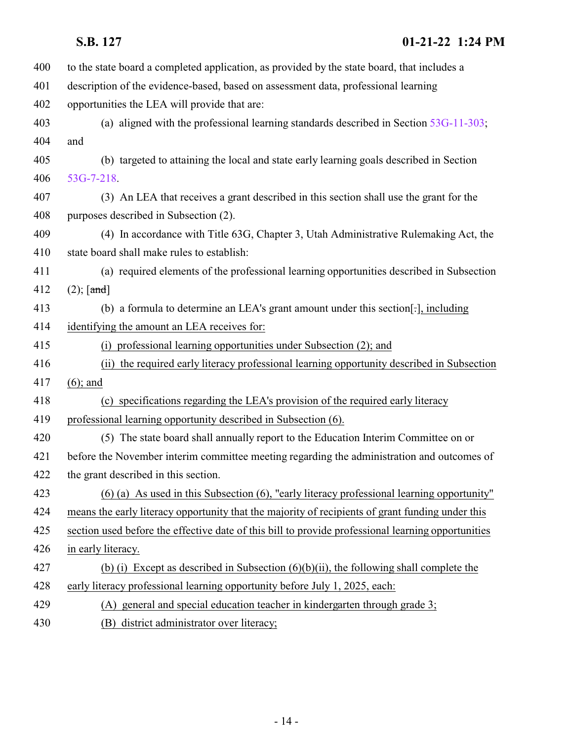to the state board a completed application, as provided by the state board, that includes a description of the evidence-based, based on assessment data, professional learning opportunities the LEA will provide that are:

(a) aligned with the professional learning standards described in Section 53G-11-303; and

(b) targeted to attaining the local and state early learning goals described in Section 53G-7-218.

(3) An LEA that receives a grant described in this section shall use the grant for the purposes described in Subsection (2).

(4) In accordance with Title 63G, Chapter 3, Utah Administrative Rulemaking Act, the state board shall make rules to establish:

(a) required elements of the professional learning opportunities described in Subsection (2); [~~and~~]

(b) a formula to determine an LEA's grant amount under this section[~~.~~], including identifying the amount an LEA receives for:

(i) professional learning opportunities under Subsection (2); and

(ii) the required early literacy professional learning opportunity described in Subsection (6); and

(c) specifications regarding the LEA's provision of the required early literacy professional learning opportunity described in Subsection (6).

(5) The state board shall annually report to the Education Interim Committee on or before the November interim committee meeting regarding the administration and outcomes of the grant described in this section.

(6) (a) As used in this Subsection (6), "early literacy professional learning opportunity" means the early literacy opportunity that the majority of recipients of grant funding under this section used before the effective date of this bill to provide professional learning opportunities in early literacy.

(b) (i) Except as described in Subsection (6)(b)(ii), the following shall complete the early literacy professional learning opportunity before July 1, 2025, each:

(A) general and special education teacher in kindergarten through grade 3;

(B) district administrator over literacy;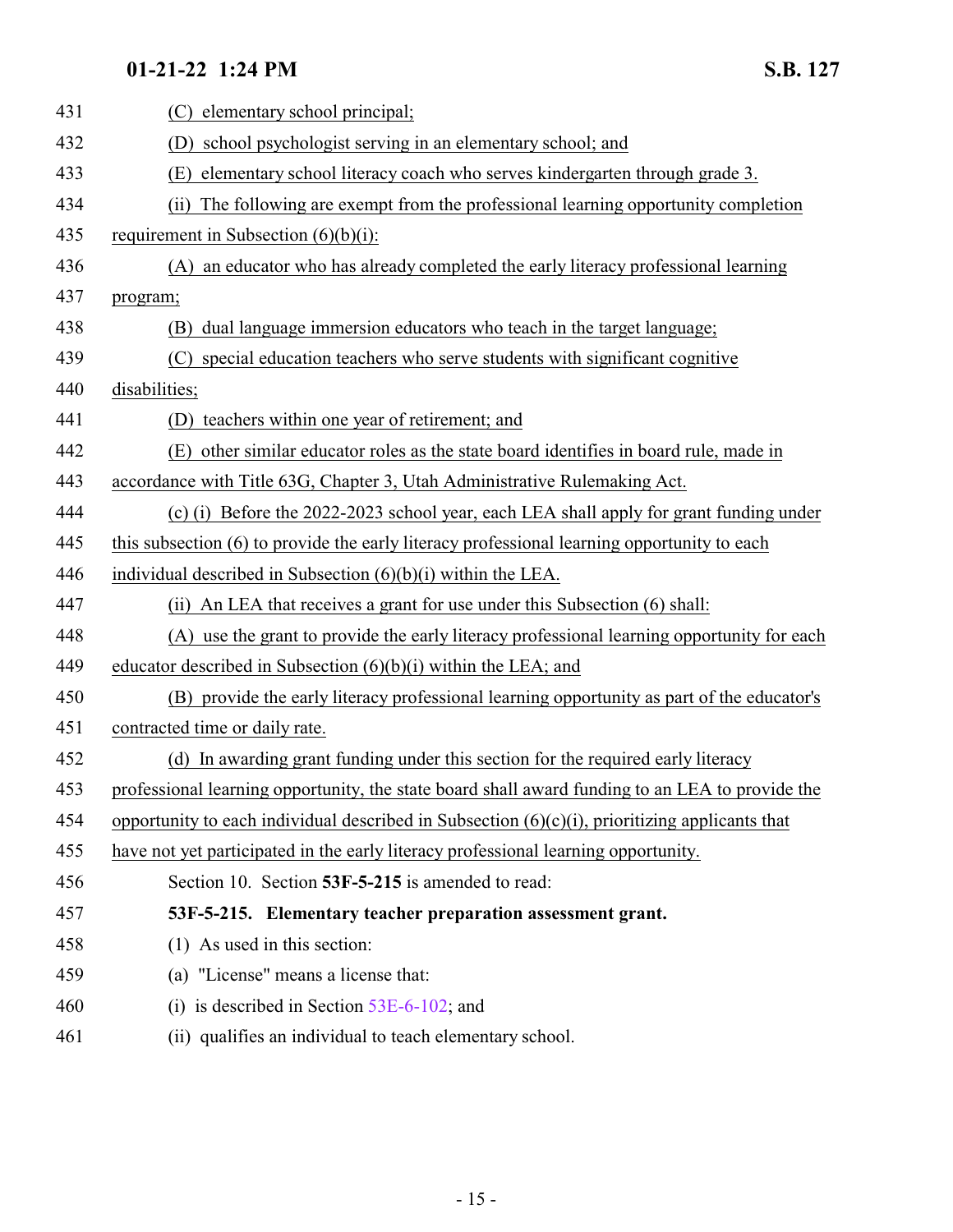(C) elementary school principal;

(D) school psychologist serving in an elementary school; and

(E) elementary school literacy coach who serves kindergarten through grade 3.

(ii) The following are exempt from the professional learning opportunity completion requirement in Subsection (6)(b)(i):

(A) an educator who has already completed the early literacy professional learning program;

(B) dual language immersion educators who teach in the target language;

(C) special education teachers who serve students with significant cognitive disabilities;

(D) teachers within one year of retirement; and

(E) other similar educator roles as the state board identifies in board rule, made in accordance with Title 63G, Chapter 3, Utah Administrative Rulemaking Act.

(c) (i) Before the 2022-2023 school year, each LEA shall apply for grant funding under this subsection (6) to provide the early literacy professional learning opportunity to each individual described in Subsection (6)(b)(i) within the LEA.

(ii) An LEA that receives a grant for use under this Subsection (6) shall:

(A) use the grant to provide the early literacy professional learning opportunity for each educator described in Subsection (6)(b)(i) within the LEA; and

(B) provide the early literacy professional learning opportunity as part of the educator's contracted time or daily rate.

(d) In awarding grant funding under this section for the required early literacy professional learning opportunity, the state board shall award funding to an LEA to provide the opportunity to each individual described in Subsection (6)(c)(i), prioritizing applicants that have not yet participated in the early literacy professional learning opportunity.

Section 10. Section **53F-5-215** is amended to read:

**53F-5-215. Elementary teacher preparation assessment grant.**

(1) As used in this section:

(a) "License" means a license that:

(i) is described in Section 53E-6-102; and

(ii) qualifies an individual to teach elementary school.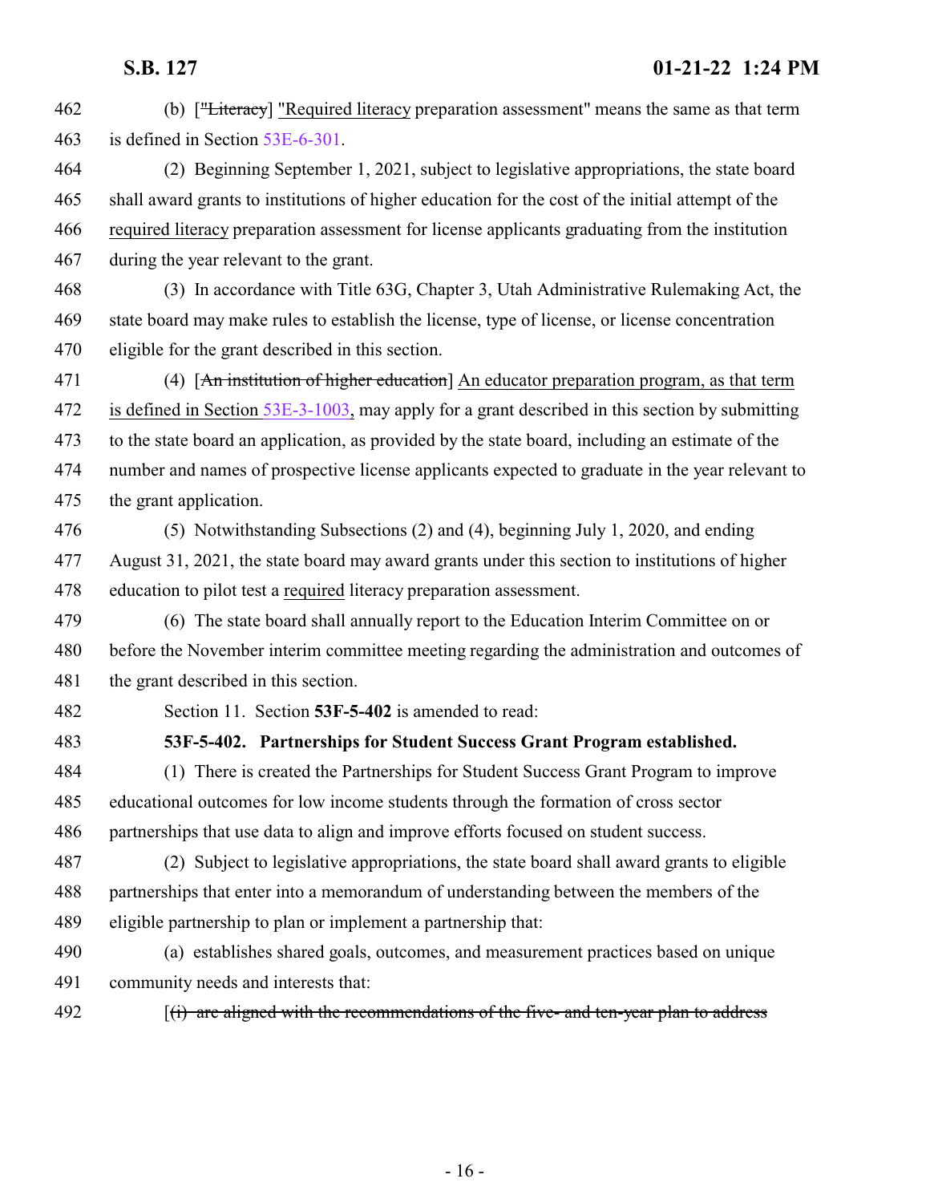(b) ["Literacy] "Required literacy preparation assessment" means the same as that term is defined in Section 53E-6-301.

(2) Beginning September 1, 2021, subject to legislative appropriations, the state board shall award grants to institutions of higher education for the cost of the initial attempt of the required literacy preparation assessment for license applicants graduating from the institution during the year relevant to the grant.

(3) In accordance with Title 63G, Chapter 3, Utah Administrative Rulemaking Act, the state board may make rules to establish the license, type of license, or license concentration eligible for the grant described in this section.

(4) [An institution of higher education] An educator preparation program, as that term is defined in Section 53E-3-1003, may apply for a grant described in this section by submitting to the state board an application, as provided by the state board, including an estimate of the number and names of prospective license applicants expected to graduate in the year relevant to the grant application.

(5) Notwithstanding Subsections (2) and (4), beginning July 1, 2020, and ending August 31, 2021, the state board may award grants under this section to institutions of higher education to pilot test a required literacy preparation assessment.

(6) The state board shall annually report to the Education Interim Committee on or before the November interim committee meeting regarding the administration and outcomes of the grant described in this section.

Section 11. Section **53F-5-402** is amended to read:

**53F-5-402. Partnerships for Student Success Grant Program established.**

(1) There is created the Partnerships for Student Success Grant Program to improve educational outcomes for low income students through the formation of cross sector partnerships that use data to align and improve efforts focused on student success.

(2) Subject to legislative appropriations, the state board shall award grants to eligible partnerships that enter into a memorandum of understanding between the members of the eligible partnership to plan or implement a partnership that:

(a) establishes shared goals, outcomes, and measurement practices based on unique community needs and interests that:

[(i) are aligned with the recommendations of the five- and ten-year plan to address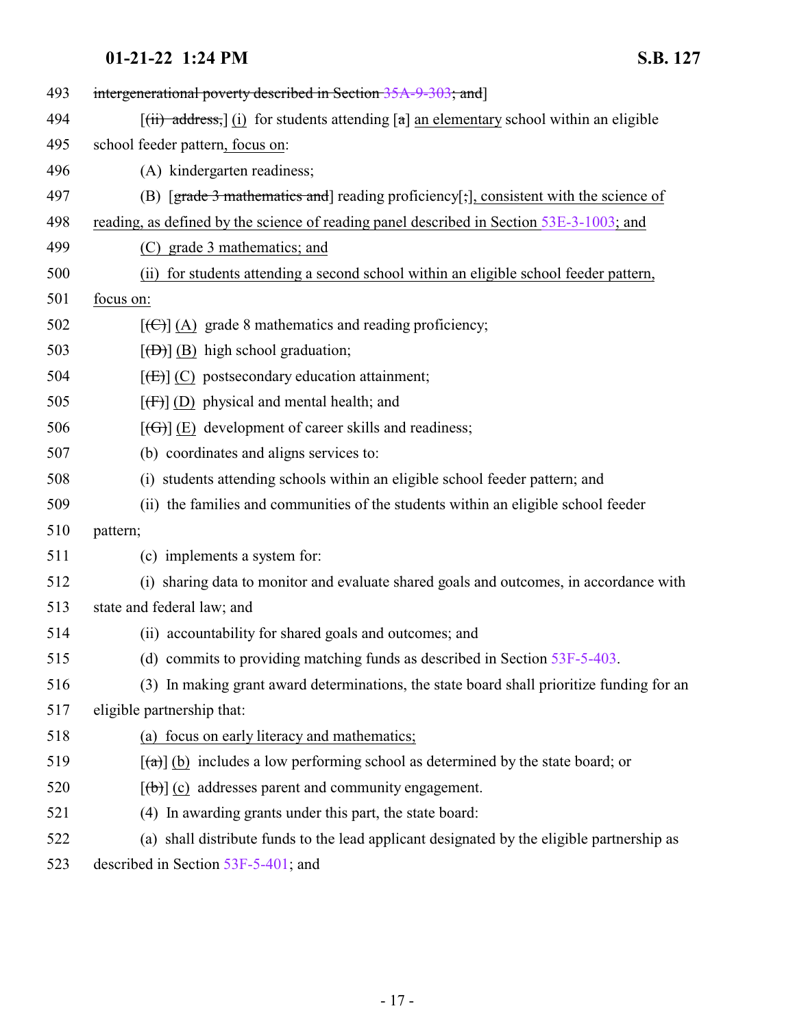493 ~~intergenerational poverty described in Section 35A-9-303; and~~]

494 [~~(ii) address,~~] (i) for students attending [~~a~~] an elementary school within an eligible

495 school feeder pattern, focus on:

496 (A) kindergarten readiness;

497 (B) [~~grade 3 mathematics and~~] reading proficiency[~~;~~], consistent with the science of

498 reading, as defined by the science of reading panel described in Section 53E-3-1003; and

499 (C) grade 3 mathematics; and

500 (ii) for students attending a second school within an eligible school feeder pattern,

501 focus on:

502 [~~(C)~~] (A) grade 8 mathematics and reading proficiency;

503 [~~(D)~~] (B) high school graduation;

504 [~~(E)~~] (C) postsecondary education attainment;

505 [~~(F)~~] (D) physical and mental health; and

506 [~~(G)~~] (E) development of career skills and readiness;

507 (b) coordinates and aligns services to:

508 (i) students attending schools within an eligible school feeder pattern; and

509 (ii) the families and communities of the students within an eligible school feeder

510 pattern;

511 (c) implements a system for:

512 (i) sharing data to monitor and evaluate shared goals and outcomes, in accordance with

513 state and federal law; and

514 (ii) accountability for shared goals and outcomes; and

515 (d) commits to providing matching funds as described in Section 53F-5-403.

516 (3) In making grant award determinations, the state board shall prioritize funding for an

517 eligible partnership that:

518 (a) focus on early literacy and mathematics;

519 [~~(a)~~] (b) includes a low performing school as determined by the state board; or

520 [~~(b)~~] (c) addresses parent and community engagement.

521 (4) In awarding grants under this part, the state board:

522 (a) shall distribute funds to the lead applicant designated by the eligible partnership as

523 described in Section 53F-5-401; and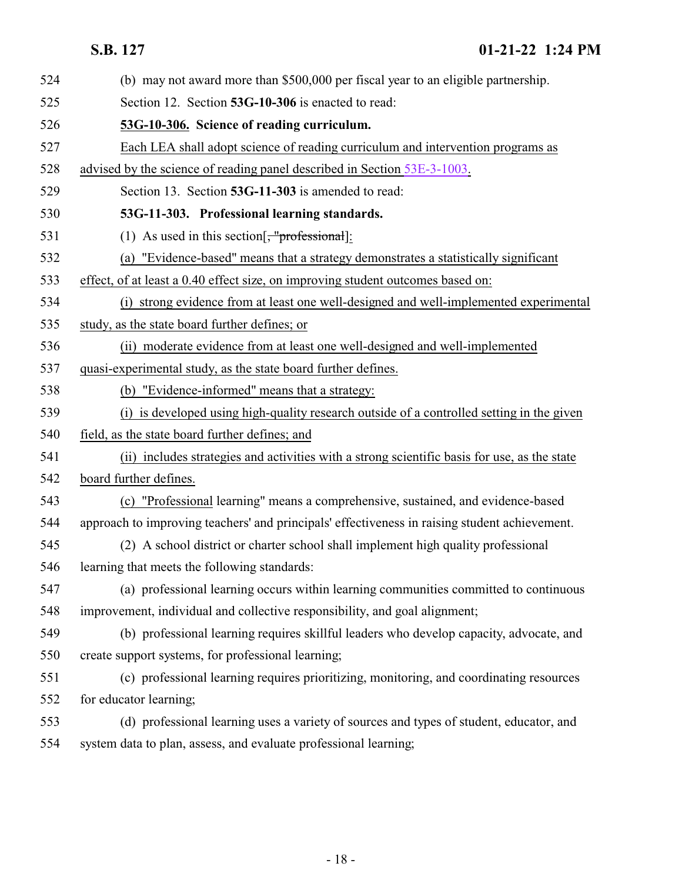(b) may not award more than $500,000 per fiscal year to an eligible partnership.

Section 12. Section **53G-10-306** is enacted to read:

**53G-10-306. Science of reading curriculum.**

Each LEA shall adopt science of reading curriculum and intervention programs as advised by the science of reading panel described in Section 53E-3-1003.

Section 13. Section **53G-11-303** is amended to read:

**53G-11-303. Professional learning standards.**

(1) As used in this section[~~, "professional~~]:

(a) "Evidence-based" means that a strategy demonstrates a statistically significant effect, of at least a 0.40 effect size, on improving student outcomes based on:

(i) strong evidence from at least one well-designed and well-implemented experimental study, as the state board further defines; or

(ii) moderate evidence from at least one well-designed and well-implemented quasi-experimental study, as the state board further defines.

(b) "Evidence-informed" means that a strategy:

(i) is developed using high-quality research outside of a controlled setting in the given field, as the state board further defines; and

(ii) includes strategies and activities with a strong scientific basis for use, as the state board further defines.

(c) "Professional learning" means a comprehensive, sustained, and evidence-based approach to improving teachers' and principals' effectiveness in raising student achievement.

(2) A school district or charter school shall implement high quality professional learning that meets the following standards:

(a) professional learning occurs within learning communities committed to continuous improvement, individual and collective responsibility, and goal alignment;

(b) professional learning requires skillful leaders who develop capacity, advocate, and create support systems, for professional learning;

(c) professional learning requires prioritizing, monitoring, and coordinating resources for educator learning;

(d) professional learning uses a variety of sources and types of student, educator, and system data to plan, assess, and evaluate professional learning;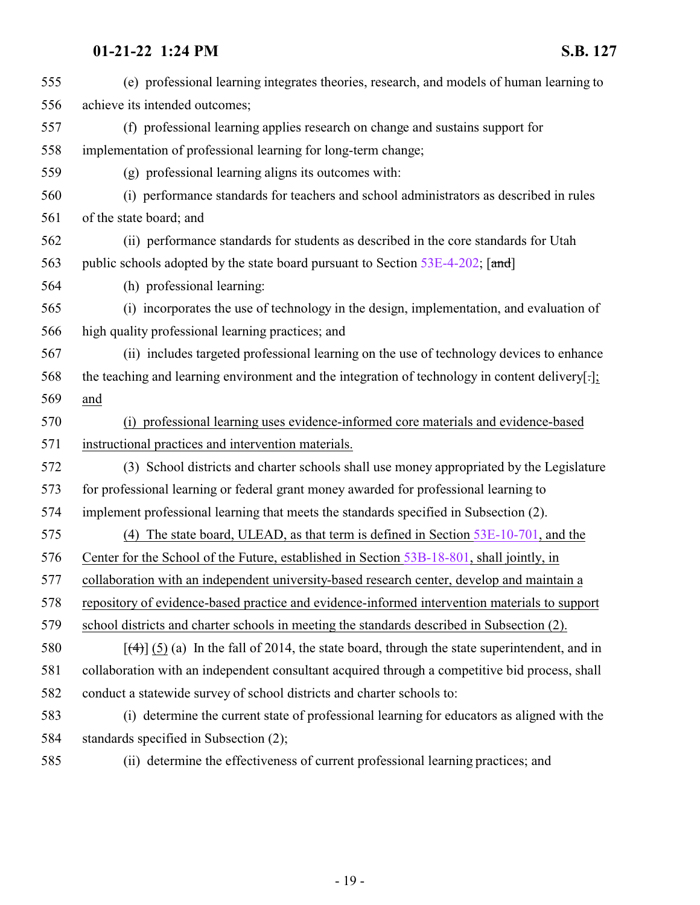555 (e) professional learning integrates theories, research, and models of human learning to
556 achieve its intended outcomes;
557 (f) professional learning applies research on change and sustains support for
558 implementation of professional learning for long-term change;
559 (g) professional learning aligns its outcomes with:
560 (i) performance standards for teachers and school administrators as described in rules
561 of the state board; and
562 (ii) performance standards for students as described in the core standards for Utah
563 public schools adopted by the state board pursuant to Section 53E-4-202; [~~and~~]
564 (h) professional learning:
565 (i) incorporates the use of technology in the design, implementation, and evaluation of
566 high quality professional learning practices; and
567 (ii) includes targeted professional learning on the use of technology devices to enhance
568 the teaching and learning environment and the integration of technology in content delivery[.]<u>;</u>
569 <u>and</u>
570 <u>(i) professional learning uses evidence-informed core materials and evidence-based</u>
571 <u>instructional practices and intervention materials.</u>
572 (3) School districts and charter schools shall use money appropriated by the Legislature
573 for professional learning or federal grant money awarded for professional learning to
574 implement professional learning that meets the standards specified in Subsection (2).
575 <u>(4) The state board, ULEAD, as that term is defined in Section 53E-10-701, and the</u>
576 <u>Center for the School of the Future, established in Section 53B-18-801, shall jointly, in</u>
577 <u>collaboration with an independent university-based research center, develop and maintain a</u>
578 <u>repository of evidence-based practice and evidence-informed intervention materials to support</u>
579 <u>school districts and charter schools in meeting the standards described in Subsection (2).</u>
580 [~~(4)~~] <u>(5)</u> (a) In the fall of 2014, the state board, through the state superintendent, and in
581 collaboration with an independent consultant acquired through a competitive bid process, shall
582 conduct a statewide survey of school districts and charter schools to:
583 (i) determine the current state of professional learning for educators as aligned with the
584 standards specified in Subsection (2);
585 (ii) determine the effectiveness of current professional learning practices; and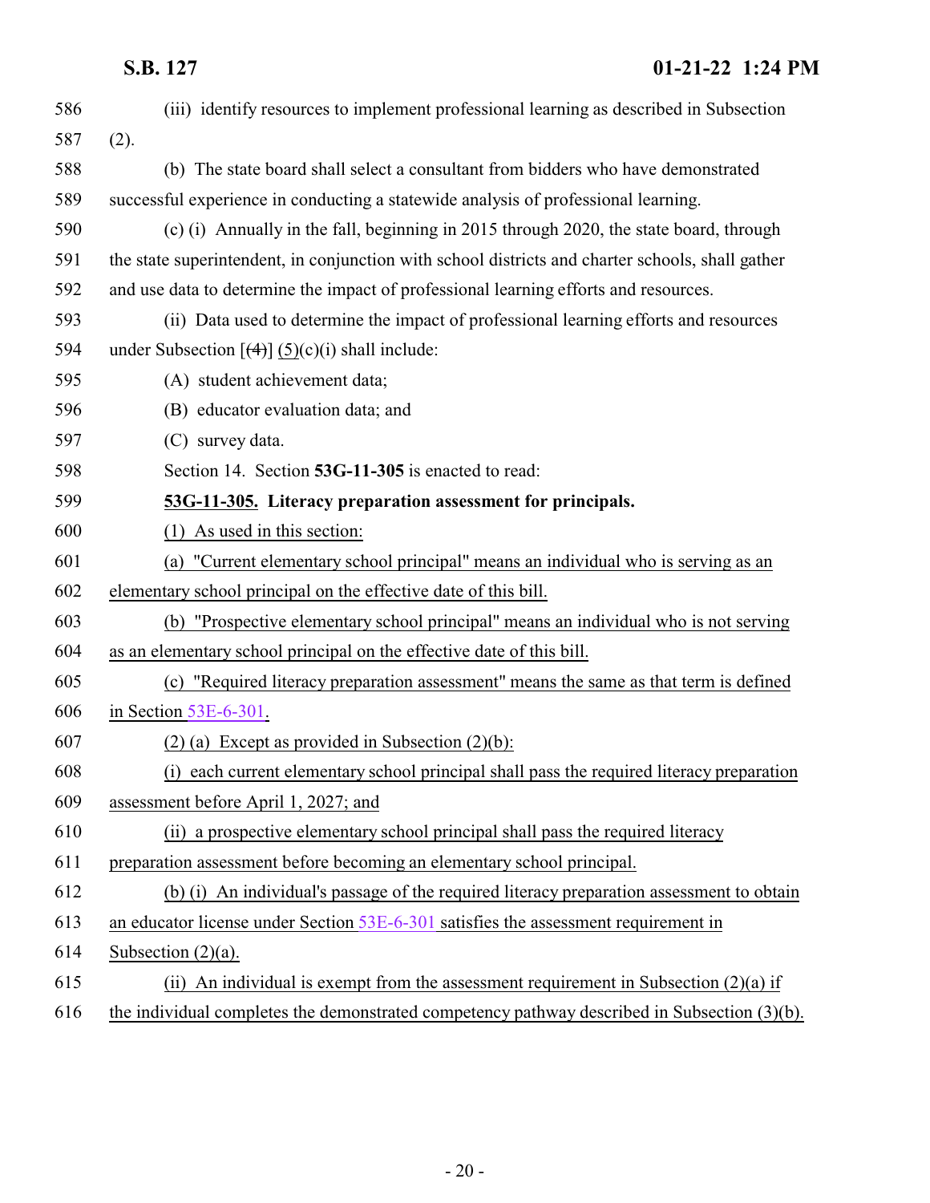(iii) identify resources to implement professional learning as described in Subsection (2).

(b) The state board shall select a consultant from bidders who have demonstrated successful experience in conducting a statewide analysis of professional learning.

(c) (i) Annually in the fall, beginning in 2015 through 2020, the state board, through the state superintendent, in conjunction with school districts and charter schools, shall gather and use data to determine the impact of professional learning efforts and resources.

(ii) Data used to determine the impact of professional learning efforts and resources under Subsection [(4)] (5)(c)(i) shall include:

(A) student achievement data;

(B) educator evaluation data; and

(C) survey data.

Section 14. Section **53G-11-305** is enacted to read:

**53G-11-305. Literacy preparation assessment for principals.**

(1) As used in this section:

(a) "Current elementary school principal" means an individual who is serving as an elementary school principal on the effective date of this bill.

(b) "Prospective elementary school principal" means an individual who is not serving as an elementary school principal on the effective date of this bill.

(c) "Required literacy preparation assessment" means the same as that term is defined in Section 53E-6-301.

(2) (a) Except as provided in Subsection (2)(b):

(i) each current elementary school principal shall pass the required literacy preparation assessment before April 1, 2027; and

(ii) a prospective elementary school principal shall pass the required literacy preparation assessment before becoming an elementary school principal.

(b) (i) An individual's passage of the required literacy preparation assessment to obtain an educator license under Section 53E-6-301 satisfies the assessment requirement in Subsection (2)(a).

(ii) An individual is exempt from the assessment requirement in Subsection (2)(a) if the individual completes the demonstrated competency pathway described in Subsection (3)(b).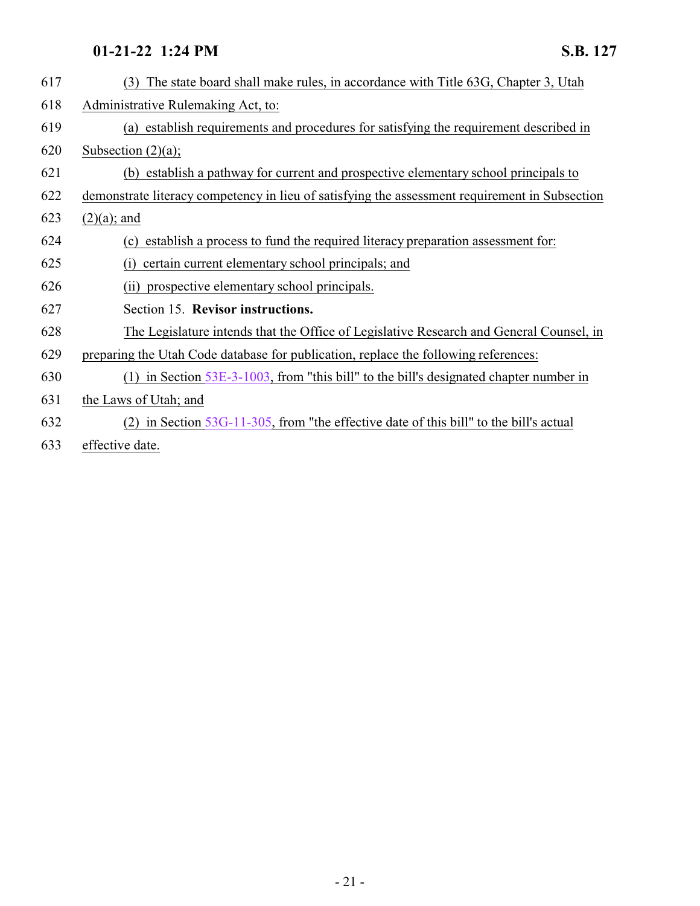(3) The state board shall make rules, in accordance with Title 63G, Chapter 3, Utah Administrative Rulemaking Act, to:

(a) establish requirements and procedures for satisfying the requirement described in Subsection (2)(a);

(b) establish a pathway for current and prospective elementary school principals to demonstrate literacy competency in lieu of satisfying the assessment requirement in Subsection (2)(a); and

(c) establish a process to fund the required literacy preparation assessment for:

(i) certain current elementary school principals; and

(ii) prospective elementary school principals.

Section 15. **Revisor instructions.**

The Legislature intends that the Office of Legislative Research and General Counsel, in preparing the Utah Code database for publication, replace the following references:

(1) in Section 53E-3-1003, from "this bill" to the bill's designated chapter number in the Laws of Utah; and

(2) in Section 53G-11-305, from "the effective date of this bill" to the bill's actual effective date.